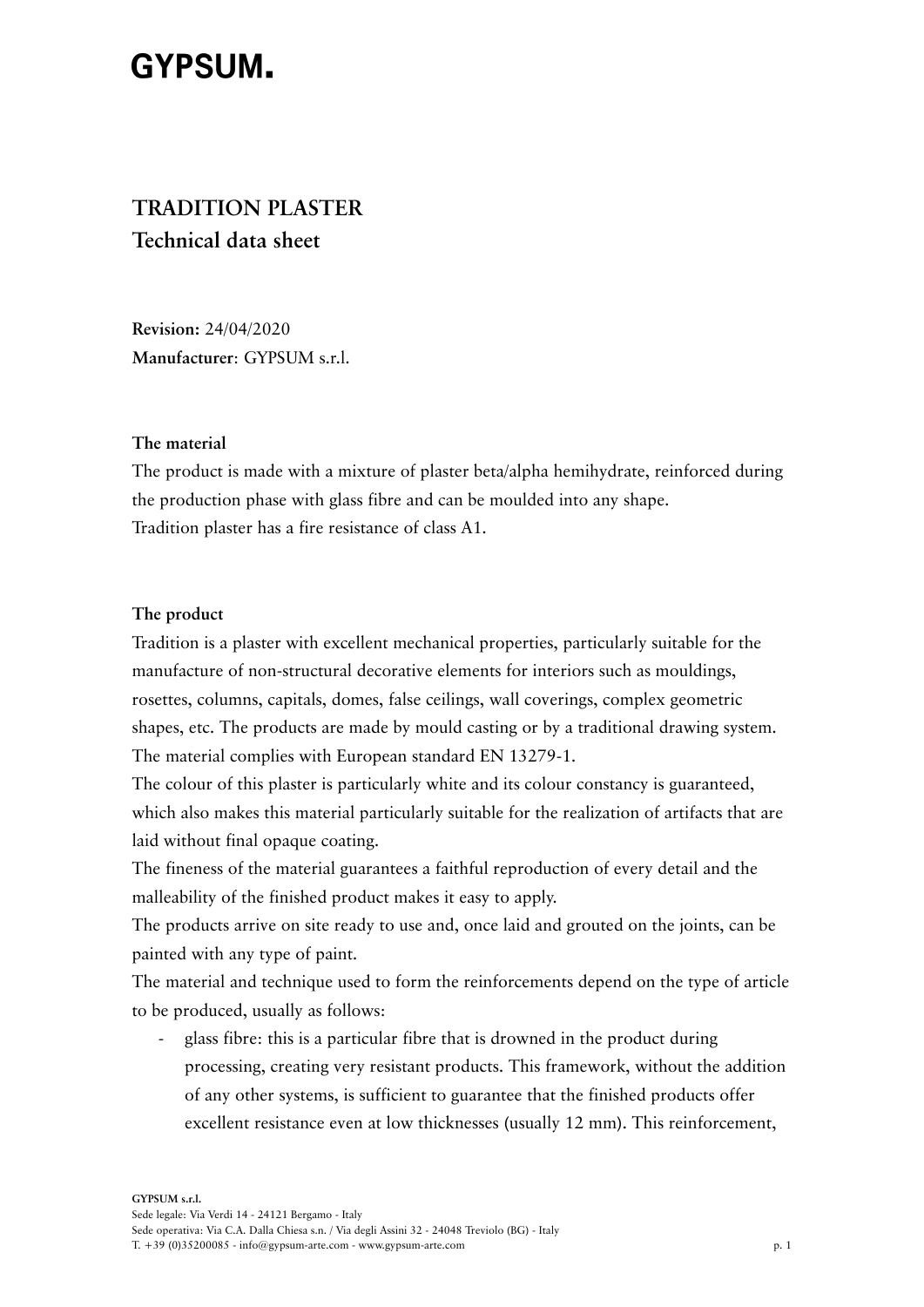# GYPSUM.

## TRADITION PLASTER
### Technical data sheet

**Revision:** 24/04/2020
**Manufacturer**: GYPSUM s.r.l.

**The material**

The product is made with a mixture of plaster beta/alpha hemihydrate, reinforced during the production phase with glass fibre and can be moulded into any shape.
Tradition plaster has a fire resistance of class A1.

**The product**

Tradition is a plaster with excellent mechanical properties, particularly suitable for the manufacture of non-structural decorative elements for interiors such as mouldings, rosettes, columns, capitals, domes, false ceilings, wall coverings, complex geometric shapes, etc. The products are made by mould casting or by a traditional drawing system.
The material complies with European standard EN 13279-1.
The colour of this plaster is particularly white and its colour constancy is guaranteed, which also makes this material particularly suitable for the realization of artifacts that are laid without final opaque coating.
The fineness of the material guarantees a faithful reproduction of every detail and the malleability of the finished product makes it easy to apply.
The products arrive on site ready to use and, once laid and grouted on the joints, can be painted with any type of paint.
The material and technique used to form the reinforcements depend on the type of article to be produced, usually as follows:

- glass fibre: this is a particular fibre that is drowned in the product during processing, creating very resistant products. This framework, without the addition of any other systems, is sufficient to guarantee that the finished products offer excellent resistance even at low thicknesses (usually 12 mm). This reinforcement,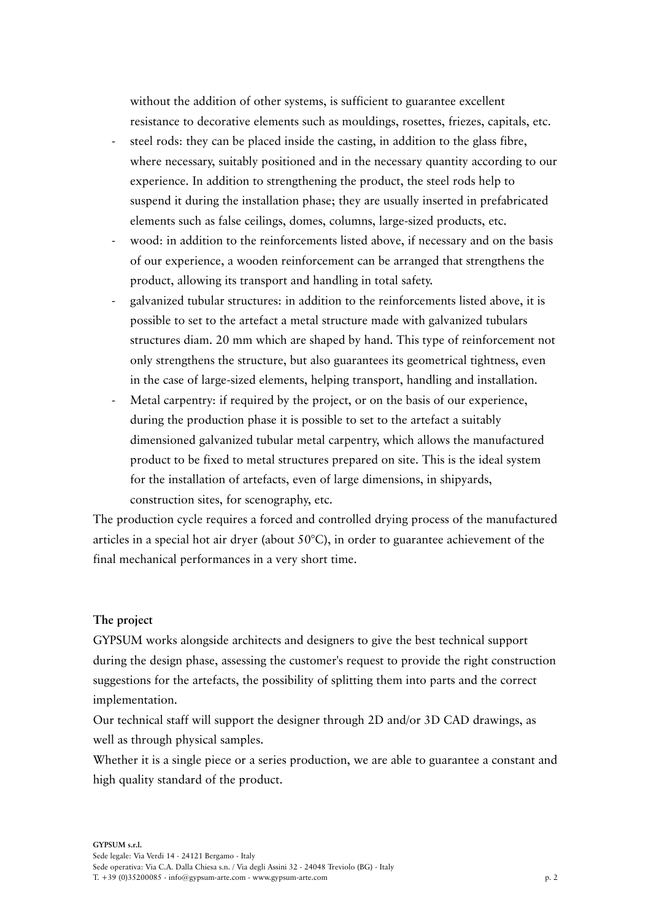without the addition of other systems, is sufficient to guarantee excellent resistance to decorative elements such as mouldings, rosettes, friezes, capitals, etc.

- steel rods: they can be placed inside the casting, in addition to the glass fibre, where necessary, suitably positioned and in the necessary quantity according to our experience. In addition to strengthening the product, the steel rods help to suspend it during the installation phase; they are usually inserted in prefabricated elements such as false ceilings, domes, columns, large-sized products, etc.
- wood: in addition to the reinforcements listed above, if necessary and on the basis of our experience, a wooden reinforcement can be arranged that strengthens the product, allowing its transport and handling in total safety.
- galvanized tubular structures: in addition to the reinforcements listed above, it is possible to set to the artefact a metal structure made with galvanized tubulars structures diam. 20 mm which are shaped by hand. This type of reinforcement not only strengthens the structure, but also guarantees its geometrical tightness, even in the case of large-sized elements, helping transport, handling and installation.
- Metal carpentry: if required by the project, or on the basis of our experience, during the production phase it is possible to set to the artefact a suitably dimensioned galvanized tubular metal carpentry, which allows the manufactured product to be fixed to metal structures prepared on site. This is the ideal system for the installation of artefacts, even of large dimensions, in shipyards, construction sites, for scenography, etc.

The production cycle requires a forced and controlled drying process of the manufactured articles in a special hot air dryer (about 50°C), in order to guarantee achievement of the final mechanical performances in a very short time.

**The project**

GYPSUM works alongside architects and designers to give the best technical support during the design phase, assessing the customer's request to provide the right construction suggestions for the artefacts, the possibility of splitting them into parts and the correct implementation.

Our technical staff will support the designer through 2D and/or 3D CAD drawings, as well as through physical samples.

Whether it is a single piece or a series production, we are able to guarantee a constant and high quality standard of the product.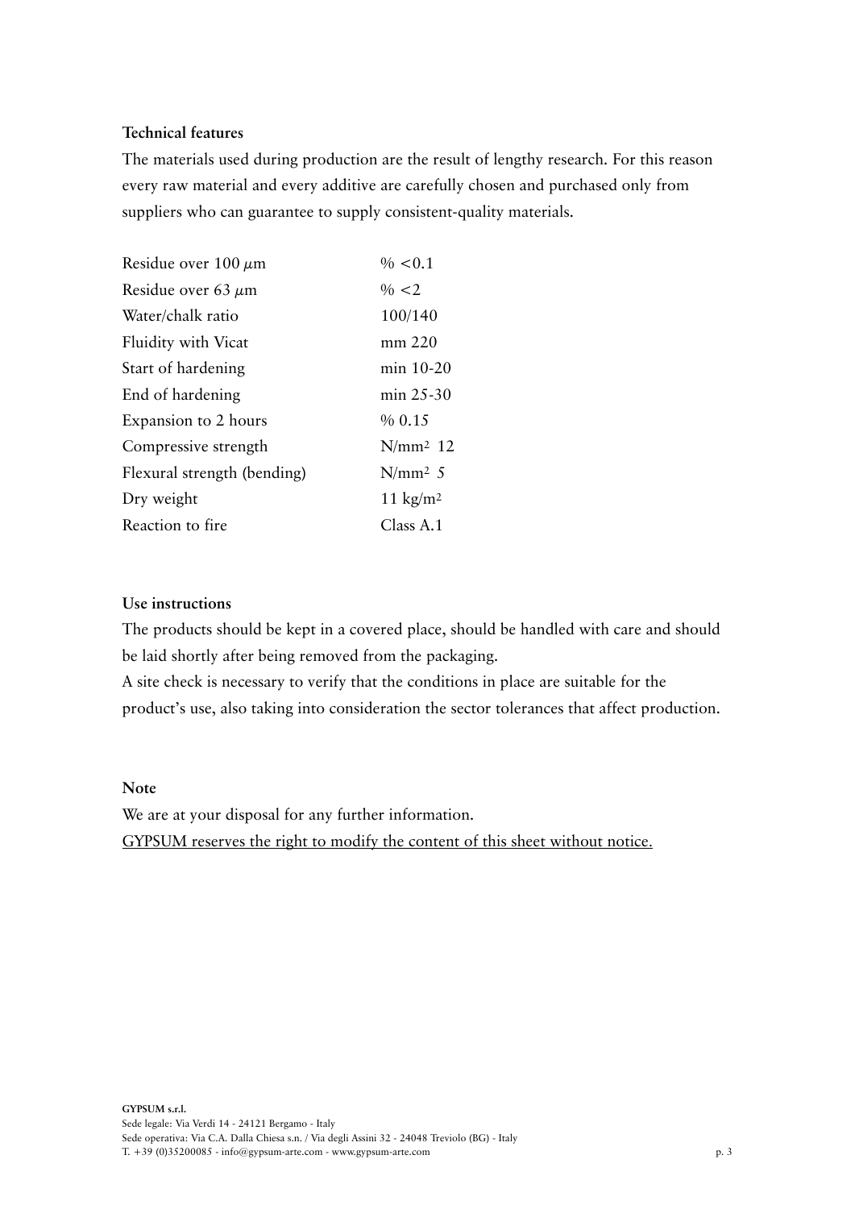**Technical features**

The materials used during production are the result of lengthy research. For this reason every raw material and every additive are carefully chosen and purchased only from suppliers who can guarantee to supply consistent-quality materials.

| | |
|---|---|
| Residue over 100 $\mu$m | % <0.1 |
| Residue over 63 $\mu$m | % <2 |
| Water/chalk ratio | 100/140 |
| Fluidity with Vicat | mm 220 |
| Start of hardening | min 10-20 |
| End of hardening | min 25-30 |
| Expansion to 2 hours | % 0.15 |
| Compressive strength | $N/mm^2$ 12 |
| Flexural strength (bending) | $N/mm^2$ 5 |
| Dry weight | 11 $kg/m^2$ |
| Reaction to fire | Class A.1 |

**Use instructions**

The products should be kept in a covered place, should be handled with care and should be laid shortly after being removed from the packaging.

A site check is necessary to verify that the conditions in place are suitable for the product's use, also taking into consideration the sector tolerances that affect production.

**Note**

We are at your disposal for any further information.

GYPSUM reserves the right to modify the content of this sheet without notice.

**GYPSUM s.r.l.**
Sede legale: Via Verdi 14 - 24121 Bergamo - Italy
Sede operativa: Via C.A. Dalla Chiesa s.n. / Via degli Assini 32 - 24048 Treviolo (BG) - Italy
T. +39 (0)35200085 - info@gypsum-arte.com - www.gypsum-arte.com